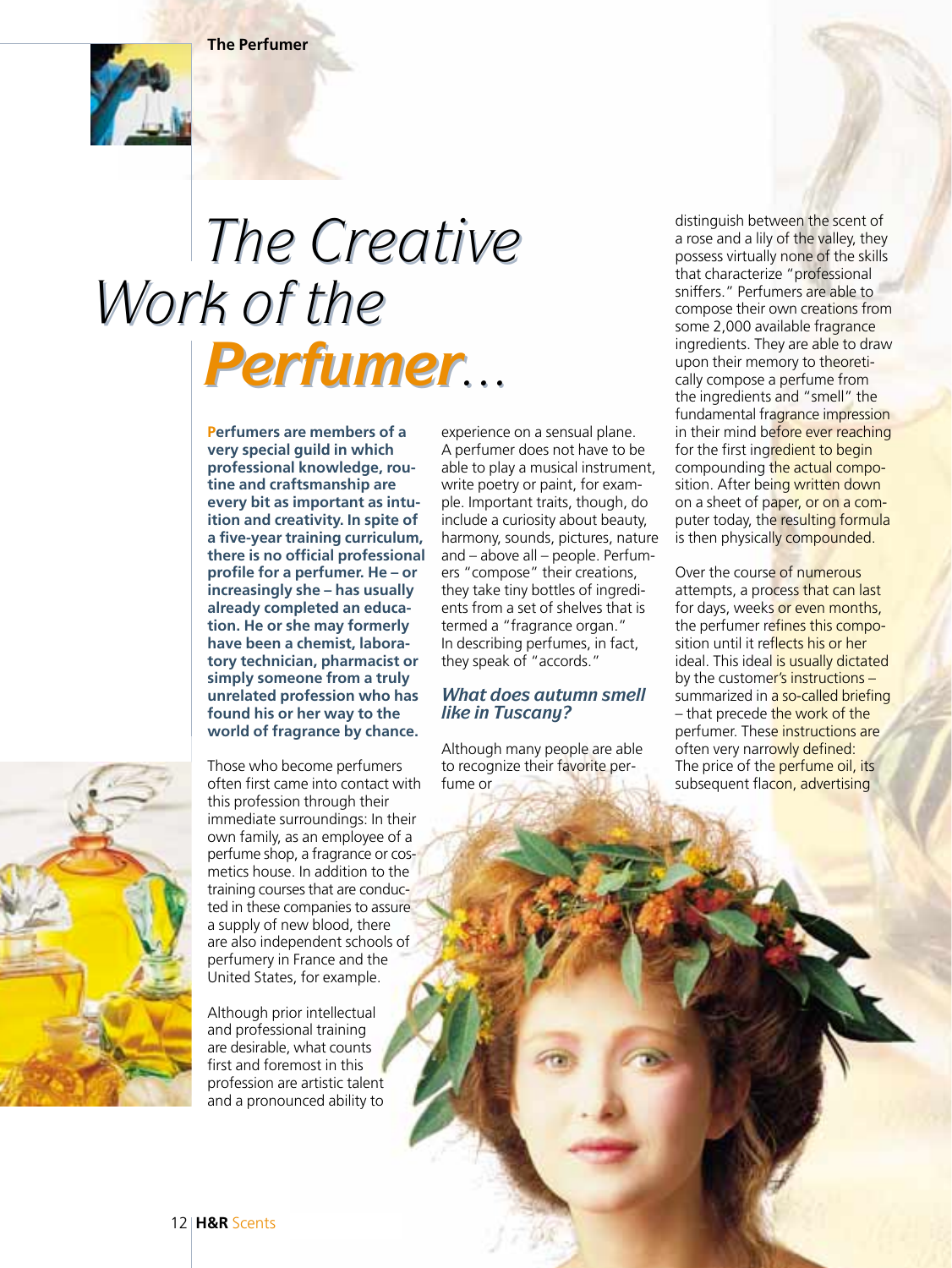# The Creative Work of the *Perfumer*...

**Perfumers are members of a very special guild in which professional knowledge, routine and craftsmanship are every bit as important as intuition and creativity. In spite of a five-year training curriculum, there is no official professional profile for a perfumer. He – or increasingly she – has usually already completed an education. He or she may formerly have been a chemist, laboratory technician, pharmacist or simply someone from a truly unrelated profession who has found his or her way to the world of fragrance by chance.**

Those who become perfumers often first came into contact with this profession through their immediate surroundings: In their own family, as an employee of a perfume shop, a fragrance or cosmetics house. In addition to the training courses that are conducted in these companies to assure a supply of new blood, there are also independent schools of perfumery in France and the United States, for example.

Although prior intellectual and professional training are desirable, what counts first and foremost in this profession are artistic talent and a pronounced ability to experience on a sensual plane. A perfumer does not have to be able to play a musical instrument, write poetry or paint, for example. Important traits, though, do include a curiosity about beauty, harmony, sounds, pictures, nature and – above all – people. Perfumers "compose" their creations, they take tiny bottles of ingredients from a set of shelves that is termed a "fragrance organ." In describing perfumes, in fact, they speak of "accords."

## *What does autumn smell like in Tuscany?*

Although many people are able to recognize their favorite perfume or distinguish between the scent of a rose and a lily of the valley, they possess virtually none of the skills that characterize "professional sniffers." Perfumers are able to compose their own creations from some 2,000 available fragrance ingredients. They are able to draw upon their memory to theoretically compose a perfume from the ingredients and "smell" the fundamental fragrance impression in their mind before ever reaching for the first ingredient to begin compounding the actual composition. After being written down on a sheet of paper, or on a computer today, the resulting formula is then physically compounded.

Over the course of numerous attempts, a process that can last for days, weeks or even months, the perfumer refines this composition until it reflects his or her ideal. This ideal is usually dictated by the customer's instructions – summarized in a so-called briefing – that precede the work of the perfumer. These instructions are often very narrowly defined: The price of the perfume oil, its subsequent flacon, advertising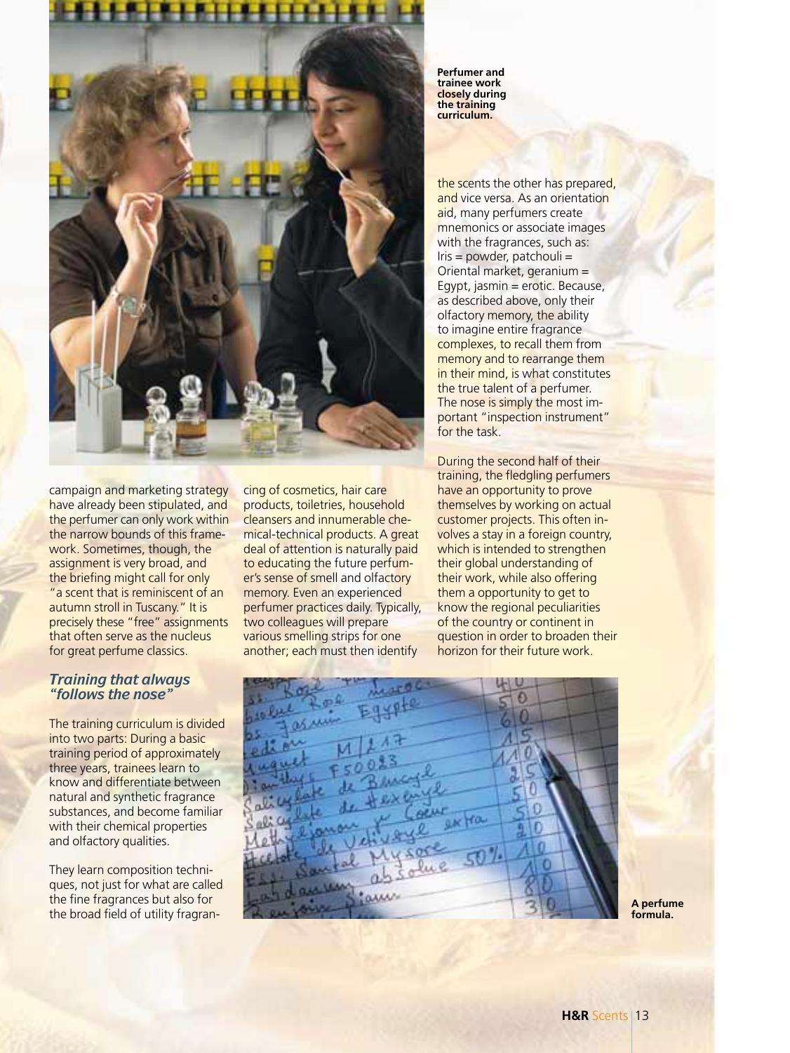Perfumer and trainee work closely during the training curriculum.

campaign and marketing strategy have already been stipulated, and the perfumer can only work within the narrow bounds of this framework. Sometimes, though, the assignment is very broad, and the briefing might call for only "a scent that is reminiscent of an autumn stroll in Tuscany." It is precisely these "free" assignments that often serve as the nucleus for great perfume classics.

### *Training that always "follows the nose"*

The training curriculum is divided into two parts: During a basic training period of approximately three years, trainees learn to know and differentiate between natural and synthetic fragrance substances, and become familiar with their chemical properties and olfactory qualities.

They learn composition techniques, not just for what are called the fine fragrances but also for the broad field of utility fragrancing of cosmetics, hair care products, toiletries, household cleansers and innumerable chemical-technical products. A great deal of attention is naturally paid to educating the future perfumer's sense of smell and olfactory memory. Even an experienced perfumer practices daily. Typically, two colleagues will prepare various smelling strips for one another; each must then identify the scents the other has prepared, and vice versa. As an orientation aid, many perfumers create mnemonics or associate images with the fragrances, such as: Iris = powder, patchouli = Oriental market, geranium = Egypt, jasmin = erotic. Because, as described above, only their olfactory memory, the ability to imagine entire fragrance complexes, to recall them from memory and to rearrange them in their mind, is what constitutes the true talent of a perfumer. The nose is simply the most important "inspection instrument" for the task.

During the second half of their training, the fledgling perfumers have an opportunity to prove themselves by working on actual customer projects. This often involves a stay in a foreign country, which is intended to strengthen their global understanding of their work, while also offering them a opportunity to get to know the regional peculiarities of the country or continent in question in order to broaden their horizon for their future work.

A perfume formula.